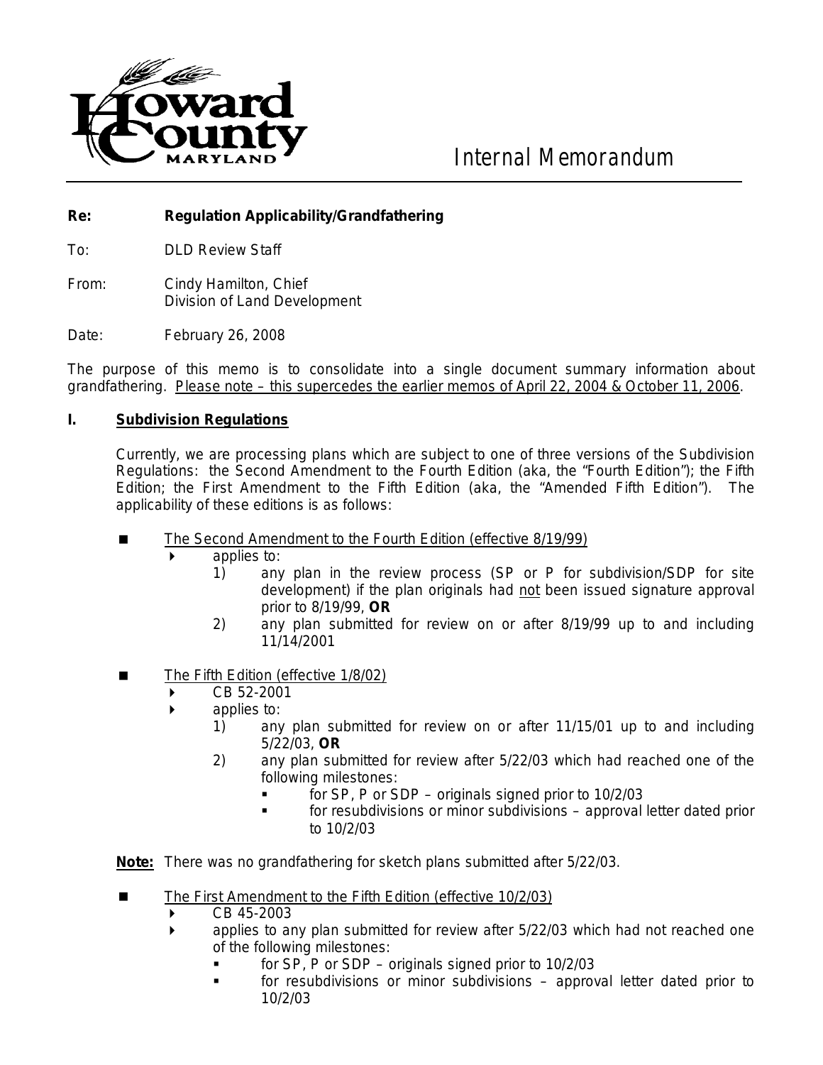# Internal Memorandum

**Re: Regulation Applicability/Grandfathering**

To: DLD Review Staff

From: Cindy Hamilton, Chief
Division of Land Development

Date: February 26, 2008

The purpose of this memo is to consolidate into a single document summary information about grandfathering. Please note – this supercedes the earlier memos of April 22, 2004 & October 11, 2006.

## I. Subdivision Regulations

Currently, we are processing plans which are subject to one of three versions of the Subdivision Regulations: the Second Amendment to the Fourth Edition (aka, the "Fourth Edition"); the Fifth Edition; the First Amendment to the Fifth Edition (aka, the "Amended Fifth Edition"). The applicability of these editions is as follows:

- The Second Amendment to the Fourth Edition (effective 8/19/99)
  - applies to:
    1) any plan in the review process (SP or P for subdivision/SDP for site development) if the plan originals had not been issued signature approval prior to 8/19/99, **OR**
    2) any plan submitted for review on or after 8/19/99 up to and including 11/14/2001

- The Fifth Edition (effective 1/8/02)
  - CB 52-2001
  - applies to:
    1) any plan submitted for review on or after 11/15/01 up to and including 5/22/03, **OR**
    2) any plan submitted for review after 5/22/03 which had reached one of the following milestones:
       - for SP, P or SDP – originals signed prior to 10/2/03
       - for resubdivisions or minor subdivisions – approval letter dated prior to 10/2/03

**Note:** There was no grandfathering for sketch plans submitted after 5/22/03.

- The First Amendment to the Fifth Edition (effective 10/2/03)
  - CB 45-2003
  - applies to any plan submitted for review after 5/22/03 which had not reached one of the following milestones:
    - for SP, P or SDP – originals signed prior to 10/2/03
    - for resubdivisions or minor subdivisions – approval letter dated prior to 10/2/03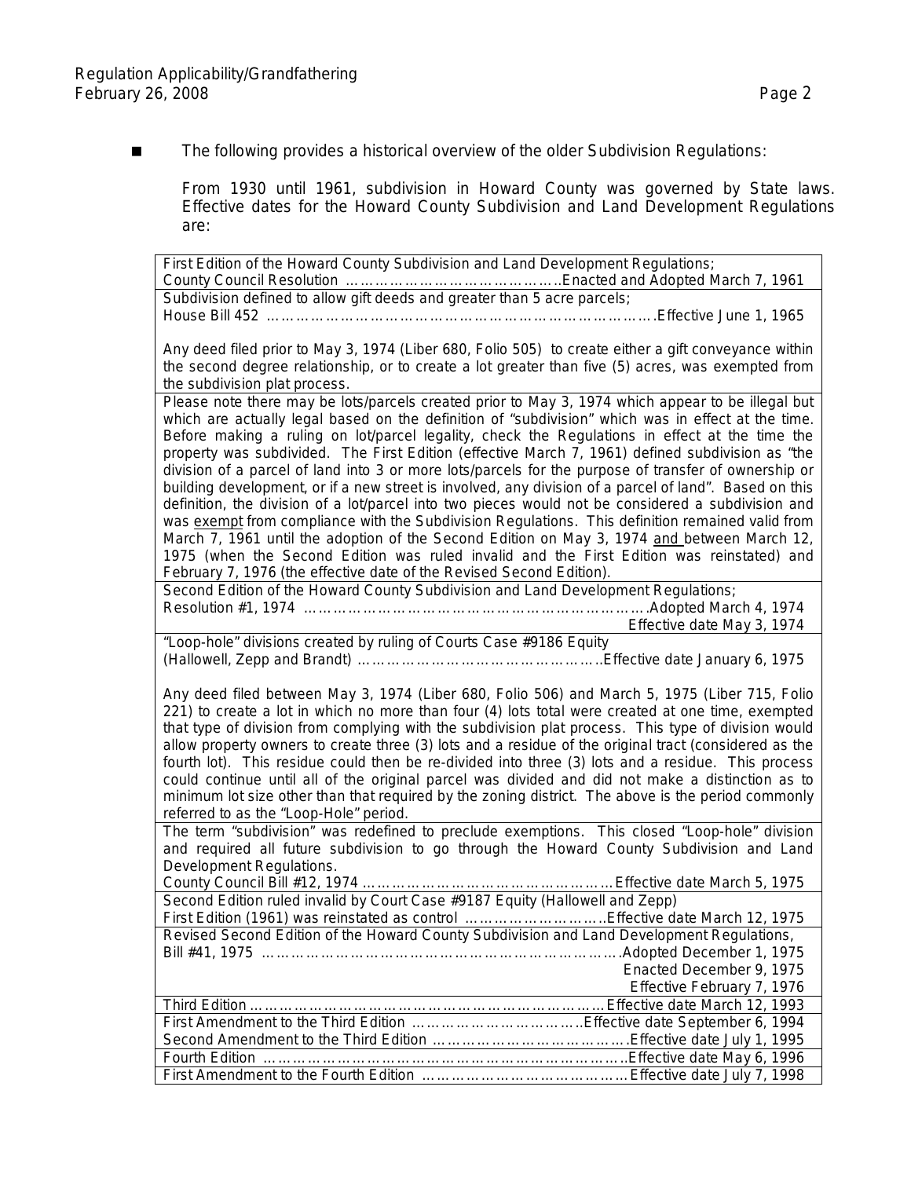- The following provides a historical overview of the older Subdivision Regulations:

  From 1930 until 1961, subdivision in Howard County was governed by State laws. Effective dates for the Howard County Subdivision and Land Development Regulations are:

| |
|---|
| First Edition of the Howard County Subdivision and Land Development Regulations;<br>County Council Resolution ……………………………………..Enacted and Adopted March 7, 1961 |
| Subdivision defined to allow gift deeds and greater than 5 acre parcels;<br>House Bill 452 ……………………………………………………………………….Effective June 1, 1965<br><br>Any deed filed prior to May 3, 1974 (Liber 680, Folio 505) to create either a gift conveyance within the second degree relationship, or to create a lot greater than five (5) acres, was exempted from the subdivision plat process. |
| Please note there may be lots/parcels created prior to May 3, 1974 which appear to be illegal but which are actually legal based on the definition of "subdivision" which was in effect at the time. Before making a ruling on lot/parcel legality, check the Regulations in effect at the time the property was subdivided. The First Edition (effective March 7, 1961) defined subdivision as "the division of a parcel of land into 3 or more lots/parcels for the purpose of transfer of ownership or building development, or if a new street is involved, any division of a parcel of land". Based on this definition, the division of a lot/parcel into two pieces would not be considered a subdivision and was <u>exempt</u> from compliance with the Subdivision Regulations. This definition remained valid from March 7, 1961 until the adoption of the Second Edition on May 3, 1974 <u>and</u> between March 12, 1975 (when the Second Edition was ruled invalid and the First Edition was reinstated) and February 7, 1976 (the effective date of the Revised Second Edition). |
| Second Edition of the Howard County Subdivision and Land Development Regulations;<br>Resolution #1, 1974 ……………………………………………………………Adopted March 4, 1974<br>Effective date May 3, 1974 |
| "Loop-hole" divisions created by ruling of Courts Case #9186 Equity<br>(Hallowell, Zepp and Brandt) ……………………………………………Effective date January 6, 1975<br><br>Any deed filed between May 3, 1974 (Liber 680, Folio 506) and March 5, 1975 (Liber 715, Folio 221) to create a lot in which no more than four (4) lots total were created at one time, exempted that type of division from complying with the subdivision plat process. This type of division would allow property owners to create three (3) lots and a residue of the original tract (considered as the fourth lot). This residue could then be re-divided into three (3) lots and a residue. This process could continue until all of the original parcel was divided and did not make a distinction as to minimum lot size other than that required by the zoning district. The above is the period commonly referred to as the "Loop-Hole" period. |
| The term "subdivision" was redefined to preclude exemptions. This closed "Loop-hole" division and required all future subdivision to go through the Howard County Subdivision and Land Development Regulations.<br>County Council Bill #12, 1974 ……………………………………………Effective date March 5, 1975 |
| Second Edition ruled invalid by Court Case #9187 Equity (Hallowell and Zepp)<br>First Edition (1961) was reinstated as control ………………………Effective date March 12, 1975 |
| Revised Second Edition of the Howard County Subdivision and Land Development Regulations,<br>Bill #41, 1975 ……………………………………………………………….Adopted December 1, 1975<br>Enacted December 9, 1975<br>Effective February 7, 1976 |
| Third Edition ……………………………………………………………Effective date March 12, 1993 |
| First Amendment to the Third Edition ……………………………Effective date September 6, 1994 |
| Second Amendment to the Third Edition ………………………………….Effective date July 1, 1995 |
| Fourth Edition ………………………………………………………………..Effective date May 6, 1996 |
| First Amendment to the Fourth Edition …………………………………Effective date July 7, 1998 |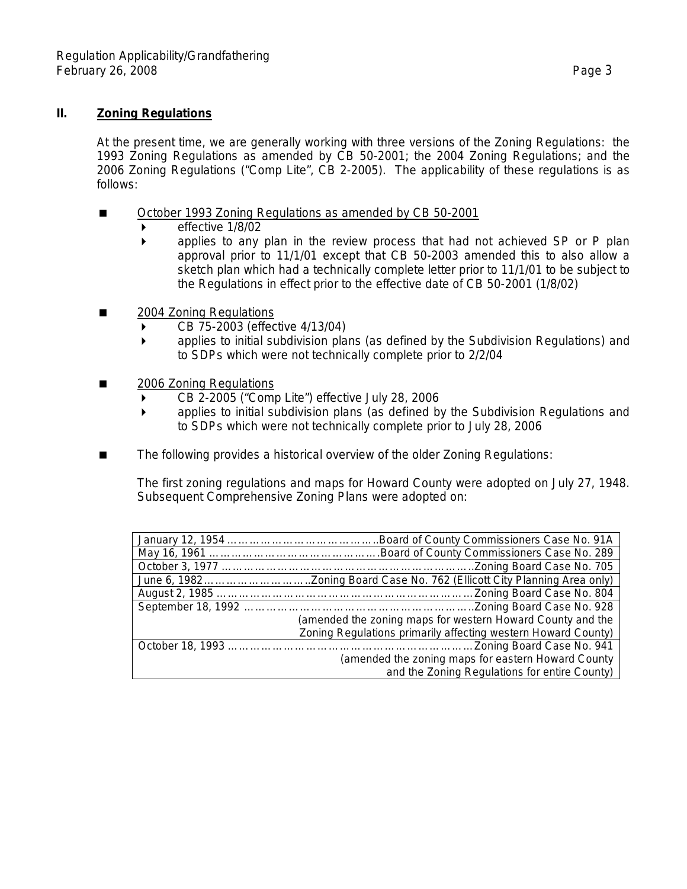## II. **Zoning Regulations**

At the present time, we are generally working with three versions of the Zoning Regulations: the 1993 Zoning Regulations as amended by CB 50-2001; the 2004 Zoning Regulations; and the 2006 Zoning Regulations ("Comp Lite", CB 2-2005). The applicability of these regulations is as follows:

- October 1993 Zoning Regulations as amended by CB 50-2001
  - effective 1/8/02
  - applies to any plan in the review process that had not achieved SP or P plan approval prior to 11/1/01 except that CB 50-2003 amended this to also allow a sketch plan which had a technically complete letter prior to 11/1/01 to be subject to the Regulations in effect prior to the effective date of CB 50-2001 (1/8/02)

- 2004 Zoning Regulations
  - CB 75-2003 (effective 4/13/04)
  - applies to initial subdivision plans (as defined by the Subdivision Regulations) and to SDPs which were not technically complete prior to 2/2/04

- 2006 Zoning Regulations
  - CB 2-2005 ("Comp Lite") effective July 28, 2006
  - applies to initial subdivision plans (as defined by the Subdivision Regulations and to SDPs which were not technically complete prior to July 28, 2006

- The following provides a historical overview of the older Zoning Regulations:

  The first zoning regulations and maps for Howard County were adopted on July 27, 1948. Subsequent Comprehensive Zoning Plans were adopted on:

| Date | Case |
|---|---|
| January 12, 1954 | Board of County Commissioners Case No. 91A |
| May 16, 1961 | Board of County Commissioners Case No. 289 |
| October 3, 1977 | Zoning Board Case No. 705 |
| June 6, 1982 | Zoning Board Case No. 762 (Ellicott City Planning Area only) |
| August 2, 1985 | Zoning Board Case No. 804 |
| September 18, 1992 | Zoning Board Case No. 928 (amended the zoning maps for western Howard County and the Zoning Regulations primarily affecting western Howard County) |
| October 18, 1993 | Zoning Board Case No. 941 (amended the zoning maps for eastern Howard County and the Zoning Regulations for entire County) |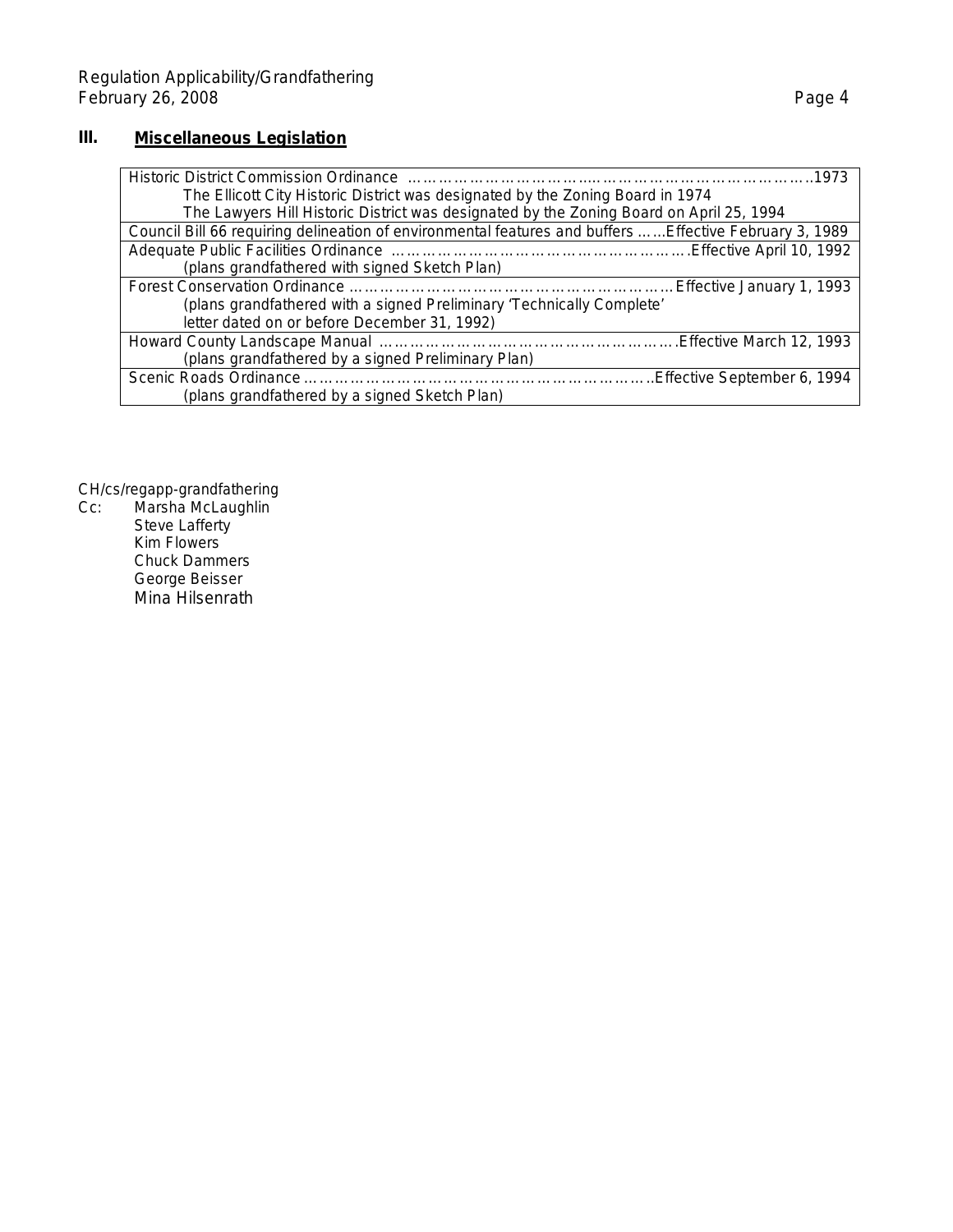## III. Miscellaneous Legislation

| | |
|---|---|
| Historic District Commission Ordinance …………………………………..…………………………………..1973<br>The Ellicott City Historic District was designated by the Zoning Board in 1974<br>The Lawyers Hill Historic District was designated by the Zoning Board on April 25, 1994 | |
| Council Bill 66 requiring delineation of environmental features and buffers ……Effective February 3, 1989 | |
| Adequate Public Facilities Ordinance ………………………………………………….Effective April 10, 1992<br>(plans grandfathered with signed Sketch Plan) | |
| Forest Conservation Ordinance ……………………………………………………… Effective January 1, 1993<br>(plans grandfathered with a signed Preliminary 'Technically Complete' letter dated on or before December 31, 1992) | |
| Howard County Landscape Manual ……………………………………………….Effective March 12, 1993<br>(plans grandfathered by a signed Preliminary Plan) | |
| Scenic Roads Ordinance ………………………………………………………..Effective September 6, 1994<br>(plans grandfathered by a signed Sketch Plan) | |

CH/cs/regapp-grandfathering

Cc: Marsha McLaughlin
Steve Lafferty
Kim Flowers
Chuck Dammers
George Beisser
Mina Hilsenrath